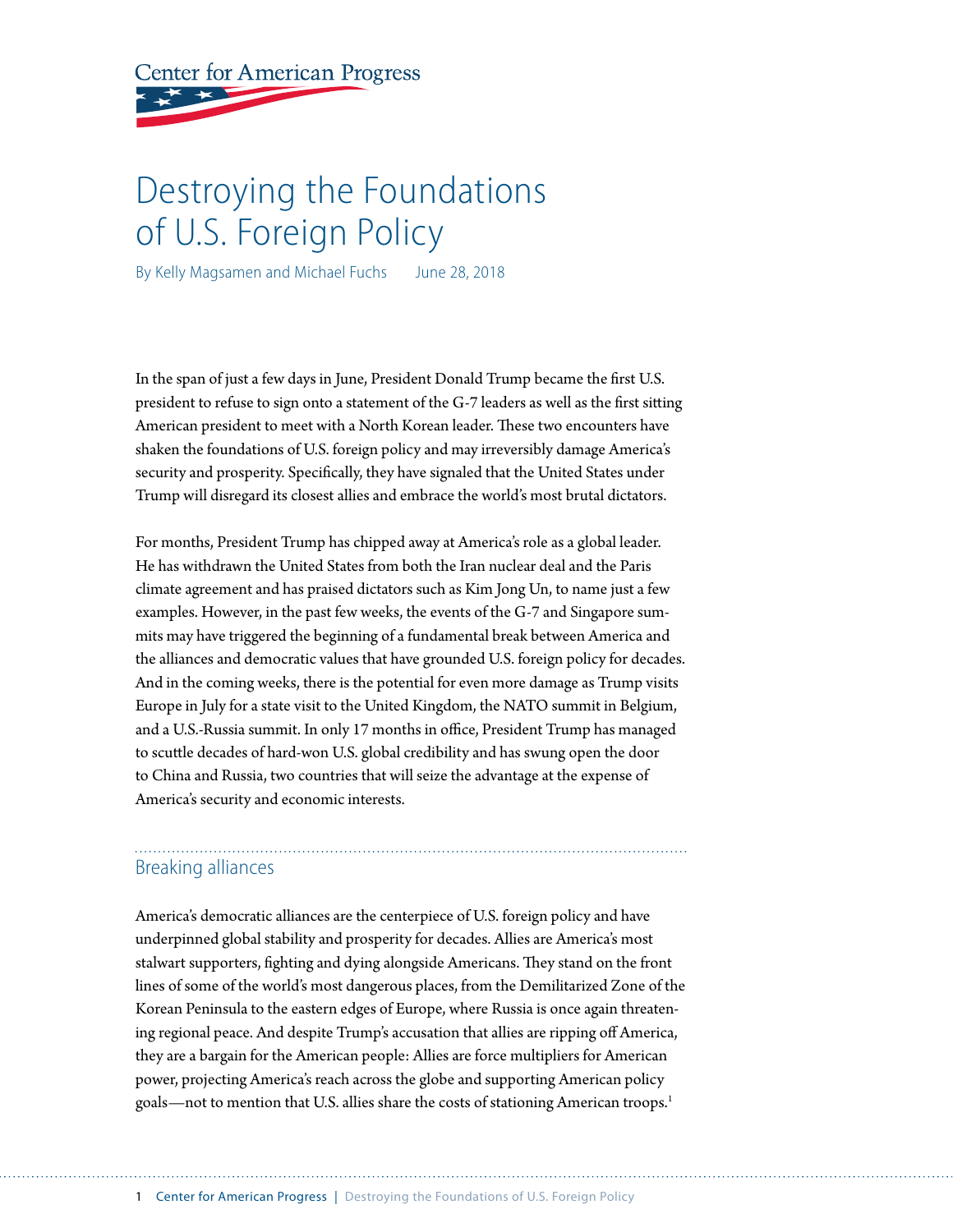Center for American Progress

# Destroying the Foundations of U.S. Foreign Policy

By Kelly Magsamen and Michael Fuchs    June 28, 2018

In the span of just a few days in June, President Donald Trump became the first U.S. president to refuse to sign onto a statement of the G-7 leaders as well as the first sitting American president to meet with a North Korean leader. These two encounters have shaken the foundations of U.S. foreign policy and may irreversibly damage America's security and prosperity. Specifically, they have signaled that the United States under Trump will disregard its closest allies and embrace the world's most brutal dictators.

For months, President Trump has chipped away at America's role as a global leader. He has withdrawn the United States from both the Iran nuclear deal and the Paris climate agreement and has praised dictators such as Kim Jong Un, to name just a few examples. However, in the past few weeks, the events of the G-7 and Singapore summits may have triggered the beginning of a fundamental break between America and the alliances and democratic values that have grounded U.S. foreign policy for decades. And in the coming weeks, there is the potential for even more damage as Trump visits Europe in July for a state visit to the United Kingdom, the NATO summit in Belgium, and a U.S.-Russia summit. In only 17 months in office, President Trump has managed to scuttle decades of hard-won U.S. global credibility and has swung open the door to China and Russia, two countries that will seize the advantage at the expense of America's security and economic interests.

## Breaking alliances

America's democratic alliances are the centerpiece of U.S. foreign policy and have underpinned global stability and prosperity for decades. Allies are America's most stalwart supporters, fighting and dying alongside Americans. They stand on the front lines of some of the world's most dangerous places, from the Demilitarized Zone of the Korean Peninsula to the eastern edges of Europe, where Russia is once again threatening regional peace. And despite Trump's accusation that allies are ripping off America, they are a bargain for the American people: Allies are force multipliers for American power, projecting America's reach across the globe and supporting American policy goals—not to mention that U.S. allies share the costs of stationing American troops.[1]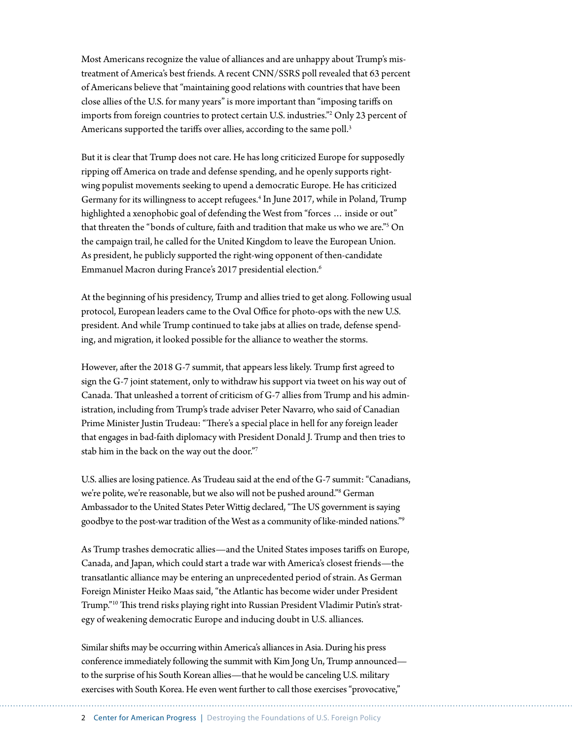Most Americans recognize the value of alliances and are unhappy about Trump's mistreatment of America's best friends. A recent CNN/SSRS poll revealed that 63 percent of Americans believe that "maintaining good relations with countries that have been close allies of the U.S. for many years" is more important than "imposing tariffs on imports from foreign countries to protect certain U.S. industries."[2] Only 23 percent of Americans supported the tariffs over allies, according to the same poll.[3]

But it is clear that Trump does not care. He has long criticized Europe for supposedly ripping off America on trade and defense spending, and he openly supports right-wing populist movements seeking to upend a democratic Europe. He has criticized Germany for its willingness to accept refugees.[4] In June 2017, while in Poland, Trump highlighted a xenophobic goal of defending the West from "forces … inside or out" that threaten the "bonds of culture, faith and tradition that make us who we are."[5] On the campaign trail, he called for the United Kingdom to leave the European Union. As president, he publicly supported the right-wing opponent of then-candidate Emmanuel Macron during France's 2017 presidential election.[6]

At the beginning of his presidency, Trump and allies tried to get along. Following usual protocol, European leaders came to the Oval Office for photo-ops with the new U.S. president. And while Trump continued to take jabs at allies on trade, defense spending, and migration, it looked possible for the alliance to weather the storms.

However, after the 2018 G-7 summit, that appears less likely. Trump first agreed to sign the G-7 joint statement, only to withdraw his support via tweet on his way out of Canada. That unleashed a torrent of criticism of G-7 allies from Trump and his administration, including from Trump's trade adviser Peter Navarro, who said of Canadian Prime Minister Justin Trudeau: "There's a special place in hell for any foreign leader that engages in bad-faith diplomacy with President Donald J. Trump and then tries to stab him in the back on the way out the door."[7]

U.S. allies are losing patience. As Trudeau said at the end of the G-7 summit: "Canadians, we're polite, we're reasonable, but we also will not be pushed around."[8] German Ambassador to the United States Peter Wittig declared, "The US government is saying goodbye to the post-war tradition of the West as a community of like-minded nations."[9]

As Trump trashes democratic allies—and the United States imposes tariffs on Europe, Canada, and Japan, which could start a trade war with America's closest friends—the transatlantic alliance may be entering an unprecedented period of strain. As German Foreign Minister Heiko Maas said, "the Atlantic has become wider under President Trump."[10] This trend risks playing right into Russian President Vladimir Putin's strategy of weakening democratic Europe and inducing doubt in U.S. alliances.

Similar shifts may be occurring within America's alliances in Asia. During his press conference immediately following the summit with Kim Jong Un, Trump announced—to the surprise of his South Korean allies—that he would be canceling U.S. military exercises with South Korea. He even went further to call those exercises "provocative,"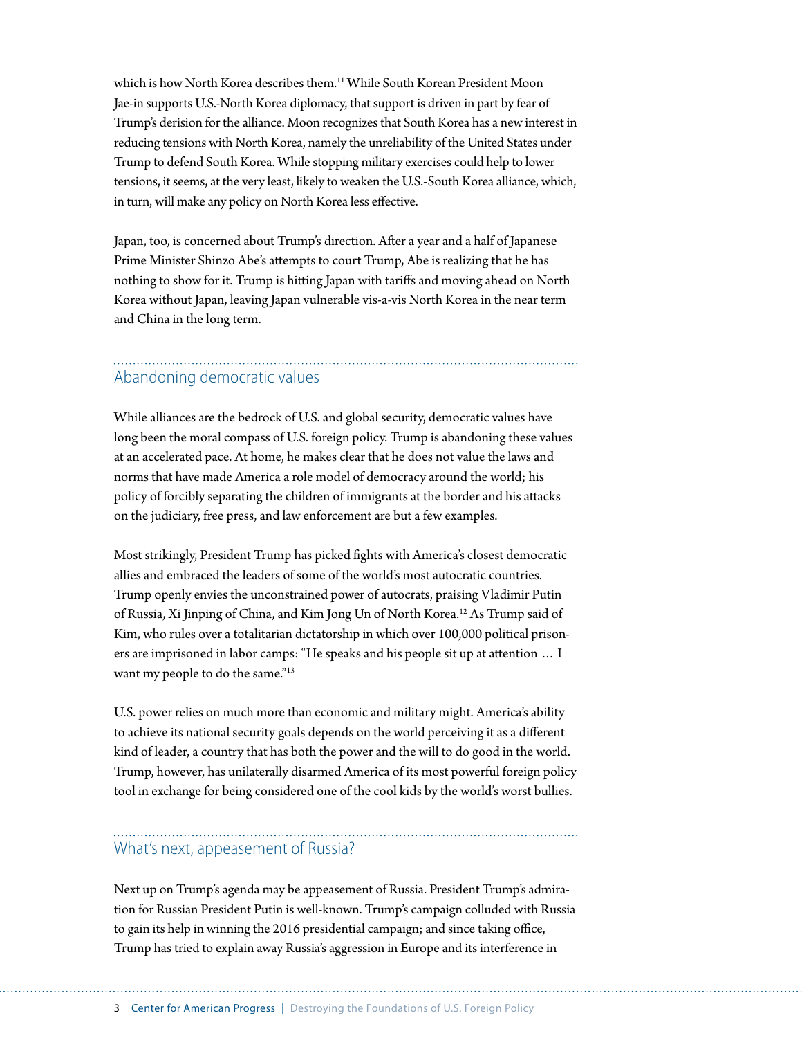which is how North Korea describes them.[11] While South Korean President Moon Jae-in supports U.S.-North Korea diplomacy, that support is driven in part by fear of Trump's derision for the alliance. Moon recognizes that South Korea has a new interest in reducing tensions with North Korea, namely the unreliability of the United States under Trump to defend South Korea. While stopping military exercises could help to lower tensions, it seems, at the very least, likely to weaken the U.S.-South Korea alliance, which, in turn, will make any policy on North Korea less effective.

Japan, too, is concerned about Trump's direction. After a year and a half of Japanese Prime Minister Shinzo Abe's attempts to court Trump, Abe is realizing that he has nothing to show for it. Trump is hitting Japan with tariffs and moving ahead on North Korea without Japan, leaving Japan vulnerable vis-a-vis North Korea in the near term and China in the long term.

## Abandoning democratic values

While alliances are the bedrock of U.S. and global security, democratic values have long been the moral compass of U.S. foreign policy. Trump is abandoning these values at an accelerated pace. At home, he makes clear that he does not value the laws and norms that have made America a role model of democracy around the world; his policy of forcibly separating the children of immigrants at the border and his attacks on the judiciary, free press, and law enforcement are but a few examples.

Most strikingly, President Trump has picked fights with America's closest democratic allies and embraced the leaders of some of the world's most autocratic countries. Trump openly envies the unconstrained power of autocrats, praising Vladimir Putin of Russia, Xi Jinping of China, and Kim Jong Un of North Korea.[12] As Trump said of Kim, who rules over a totalitarian dictatorship in which over 100,000 political prisoners are imprisoned in labor camps: "He speaks and his people sit up at attention … I want my people to do the same."[13]

U.S. power relies on much more than economic and military might. America's ability to achieve its national security goals depends on the world perceiving it as a different kind of leader, a country that has both the power and the will to do good in the world. Trump, however, has unilaterally disarmed America of its most powerful foreign policy tool in exchange for being considered one of the cool kids by the world's worst bullies.

## What's next, appeasement of Russia?

Next up on Trump's agenda may be appeasement of Russia. President Trump's admiration for Russian President Putin is well-known. Trump's campaign colluded with Russia to gain its help in winning the 2016 presidential campaign; and since taking office, Trump has tried to explain away Russia's aggression in Europe and its interference in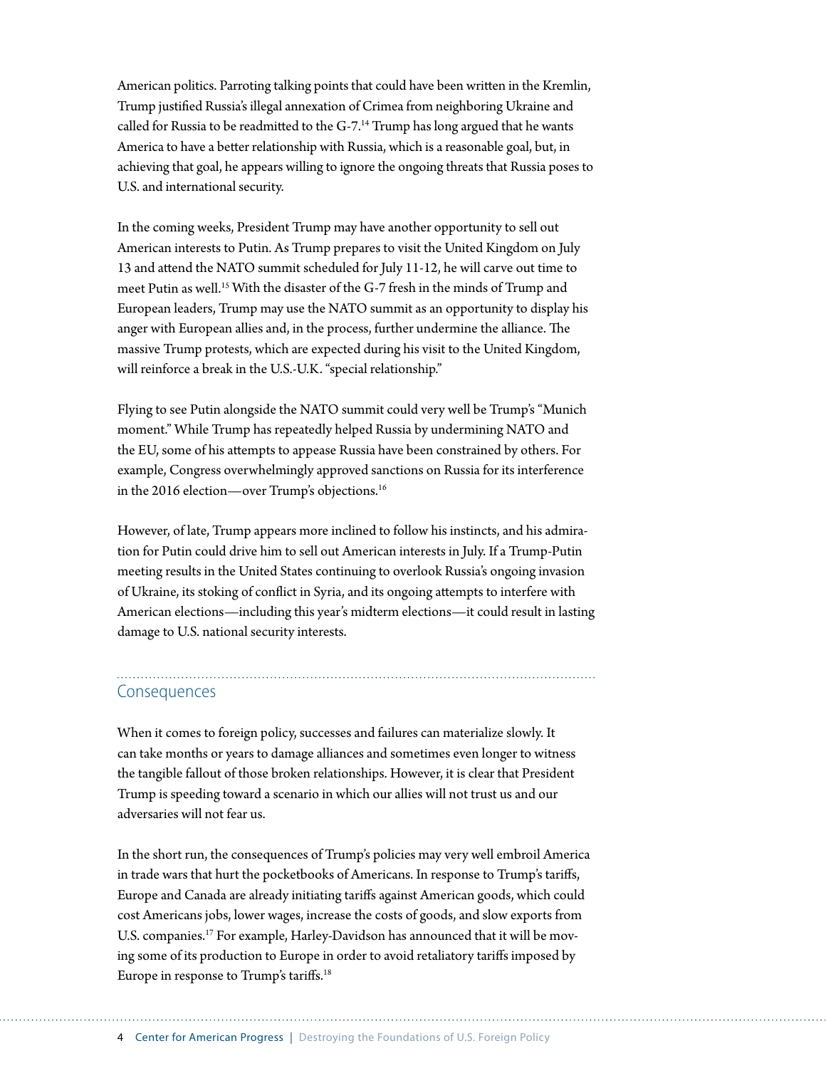American politics. Parroting talking points that could have been written in the Kremlin, Trump justified Russia's illegal annexation of Crimea from neighboring Ukraine and called for Russia to be readmitted to the G-7.[14] Trump has long argued that he wants America to have a better relationship with Russia, which is a reasonable goal, but, in achieving that goal, he appears willing to ignore the ongoing threats that Russia poses to U.S. and international security.

In the coming weeks, President Trump may have another opportunity to sell out American interests to Putin. As Trump prepares to visit the United Kingdom on July 13 and attend the NATO summit scheduled for July 11-12, he will carve out time to meet Putin as well.[15] With the disaster of the G-7 fresh in the minds of Trump and European leaders, Trump may use the NATO summit as an opportunity to display his anger with European allies and, in the process, further undermine the alliance. The massive Trump protests, which are expected during his visit to the United Kingdom, will reinforce a break in the U.S.-U.K. "special relationship."

Flying to see Putin alongside the NATO summit could very well be Trump's "Munich moment." While Trump has repeatedly helped Russia by undermining NATO and the EU, some of his attempts to appease Russia have been constrained by others. For example, Congress overwhelmingly approved sanctions on Russia for its interference in the 2016 election—over Trump's objections.[16]

However, of late, Trump appears more inclined to follow his instincts, and his admiration for Putin could drive him to sell out American interests in July. If a Trump-Putin meeting results in the United States continuing to overlook Russia's ongoing invasion of Ukraine, its stoking of conflict in Syria, and its ongoing attempts to interfere with American elections—including this year's midterm elections—it could result in lasting damage to U.S. national security interests.

## Consequences

When it comes to foreign policy, successes and failures can materialize slowly. It can take months or years to damage alliances and sometimes even longer to witness the tangible fallout of those broken relationships. However, it is clear that President Trump is speeding toward a scenario in which our allies will not trust us and our adversaries will not fear us.

In the short run, the consequences of Trump's policies may very well embroil America in trade wars that hurt the pocketbooks of Americans. In response to Trump's tariffs, Europe and Canada are already initiating tariffs against American goods, which could cost Americans jobs, lower wages, increase the costs of goods, and slow exports from U.S. companies.[17] For example, Harley-Davidson has announced that it will be moving some of its production to Europe in order to avoid retaliatory tariffs imposed by Europe in response to Trump's tariffs.[18]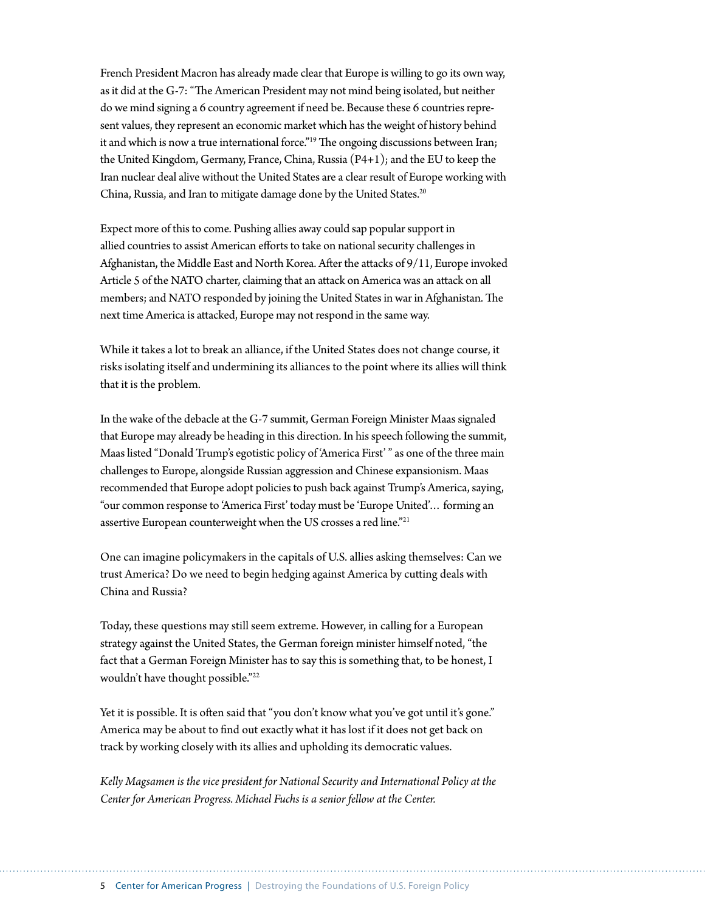French President Macron has already made clear that Europe is willing to go its own way, as it did at the G-7: "The American President may not mind being isolated, but neither do we mind signing a 6 country agreement if need be. Because these 6 countries represent values, they represent an economic market which has the weight of history behind it and which is now a true international force."[19] The ongoing discussions between Iran; the United Kingdom, Germany, France, China, Russia (P4+1); and the EU to keep the Iran nuclear deal alive without the United States are a clear result of Europe working with China, Russia, and Iran to mitigate damage done by the United States.[20]

Expect more of this to come. Pushing allies away could sap popular support in allied countries to assist American efforts to take on national security challenges in Afghanistan, the Middle East and North Korea. After the attacks of 9/11, Europe invoked Article 5 of the NATO charter, claiming that an attack on America was an attack on all members; and NATO responded by joining the United States in war in Afghanistan. The next time America is attacked, Europe may not respond in the same way.

While it takes a lot to break an alliance, if the United States does not change course, it risks isolating itself and undermining its alliances to the point where its allies will think that it is the problem.

In the wake of the debacle at the G-7 summit, German Foreign Minister Maas signaled that Europe may already be heading in this direction. In his speech following the summit, Maas listed "Donald Trump's egotistic policy of 'America First' " as one of the three main challenges to Europe, alongside Russian aggression and Chinese expansionism. Maas recommended that Europe adopt policies to push back against Trump's America, saying, "our common response to 'America First' today must be 'Europe United'… forming an assertive European counterweight when the US crosses a red line."[21]

One can imagine policymakers in the capitals of U.S. allies asking themselves: Can we trust America? Do we need to begin hedging against America by cutting deals with China and Russia?

Today, these questions may still seem extreme. However, in calling for a European strategy against the United States, the German foreign minister himself noted, "the fact that a German Foreign Minister has to say this is something that, to be honest, I wouldn't have thought possible."[22]

Yet it is possible. It is often said that "you don't know what you've got until it's gone." America may be about to find out exactly what it has lost if it does not get back on track by working closely with its allies and upholding its democratic values.

*Kelly Magsamen is the vice president for National Security and International Policy at the Center for American Progress. Michael Fuchs is a senior fellow at the Center.*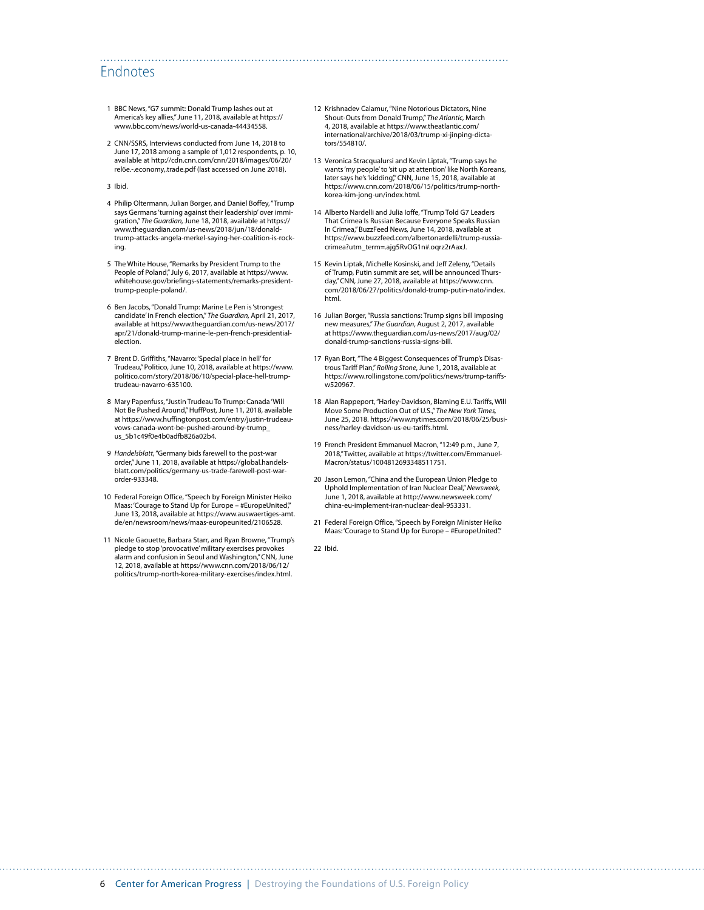## Endnotes

1 BBC News, "G7 summit: Donald Trump lashes out at America's key allies," June 11, 2018, available at https://www.bbc.com/news/world-us-canada-44434558.

2 CNN/SSRS, Interviews conducted from June 14, 2018 to June 17, 2018 among a sample of 1,012 respondents, p. 10, available at http://cdn.cnn.com/cnn/2018/images/06/20/rel6e.-.economy,.trade.pdf (last accessed on June 2018).

3 Ibid.

4 Philip Oltermann, Julian Borger, and Daniel Boffey, "Trump says Germans 'turning against their leadership' over immigration," *The Guardian,* June 18, 2018, available at https://www.theguardian.com/us-news/2018/jun/18/donald-trump-attacks-angela-merkel-saying-her-coalition-is-rocking.

5 The White House, "Remarks by President Trump to the People of Poland," July 6, 2017, available at https://www.whitehouse.gov/briefings-statements/remarks-president-trump-people-poland/.

6 Ben Jacobs, "Donald Trump: Marine Le Pen is 'strongest candidate' in French election," *The Guardian,* April 21, 2017, available at https://www.theguardian.com/us-news/2017/apr/21/donald-trump-marine-le-pen-french-presidential-election.

7 Brent D. Griffiths, "Navarro: 'Special place in hell' for Trudeau," Politico, June 10, 2018, available at https://www.politico.com/story/2018/06/10/special-place-hell-trump-trudeau-navarro-635100.

8 Mary Papenfuss, "Justin Trudeau To Trump: Canada 'Will Not Be Pushed Around," HuffPost, June 11, 2018, available at https://www.huffingtonpost.com/entry/justin-trudeau-vows-canada-wont-be-pushed-around-by-trump_us_5b1c49f0e4b0adfb826a02b4.

9 *Handelsblatt*, "Germany bids farewell to the post-war order," June 11, 2018, available at https://global.handelsblatt.com/politics/germany-us-trade-farewell-post-war-order-933348.

10 Federal Foreign Office, "Speech by Foreign Minister Heiko Maas: 'Courage to Stand Up for Europe – #EuropeUnited,'" June 13, 2018, available at https://www.auswaertiges-amt.de/en/newsroom/news/maas-europeunited/2106528.

11 Nicole Gaouette, Barbara Starr, and Ryan Browne, "Trump's pledge to stop 'provocative' military exercises provokes alarm and confusion in Seoul and Washington," CNN, June 12, 2018, available at https://www.cnn.com/2018/06/12/politics/trump-north-korea-military-exercises/index.html.

12 Krishnadev Calamur, "Nine Notorious Dictators, Nine Shout-Outs from Donald Trump," *The Atlantic,* March 4, 2018, available at https://www.theatlantic.com/international/archive/2018/03/trump-xi-jinping-dictators/554810/.

13 Veronica Stracqualursi and Kevin Liptak, "Trump says he wants 'my people' to 'sit up at attention' like North Koreans, later says he's 'kidding,'" CNN, June 15, 2018, available at https://www.cnn.com/2018/06/15/politics/trump-north-korea-kim-jong-un/index.html.

14 Alberto Nardelli and Julia Ioffe, "Trump Told G7 Leaders That Crimea Is Russian Because Everyone Speaks Russian In Crimea," BuzzFeed News, June 14, 2018, available at https://www.buzzfeed.com/albertonardelli/trump-russia-crimea?utm_term=.ajg5RvOG1n#.oqrz2rAaxJ.

15 Kevin Liptak, Michelle Kosinski, and Jeff Zeleny, "Details of Trump, Putin summit are set, will be announced Thursday," CNN, June 27, 2018, available at https://www.cnn.com/2018/06/27/politics/donald-trump-putin-nato/index.html.

16 Julian Borger, "Russia sanctions: Trump signs bill imposing new measures," *The Guardian,* August 2, 2017, available at https://www.theguardian.com/us-news/2017/aug/02/donald-trump-sanctions-russia-signs-bill.

17 Ryan Bort, "The 4 Biggest Consequences of Trump's Disastrous Tariff Plan," *Rolling Stone*, June 1, 2018, available at https://www.rollingstone.com/politics/news/trump-tariffs-w520967.

18 Alan Rappeport, "Harley-Davidson, Blaming E.U. Tariffs, Will Move Some Production Out of U.S.," *The New York Times,* June 25, 2018. https://www.nytimes.com/2018/06/25/business/harley-davidson-us-eu-tariffs.html.

19 French President Emmanuel Macron, "12:49 p.m., June 7, 2018," Twitter, available at https://twitter.com/EmmanuelMacron/status/1004812693348511751.

20 Jason Lemon, "China and the European Union Pledge to Uphold Implementation of Iran Nuclear Deal," *Newsweek,* June 1, 2018, available at http://www.newsweek.com/china-eu-implement-iran-nuclear-deal-953331.

21 Federal Foreign Office, "Speech by Foreign Minister Heiko Maas: 'Courage to Stand Up for Europe – #EuropeUnited.'"

22 Ibid.